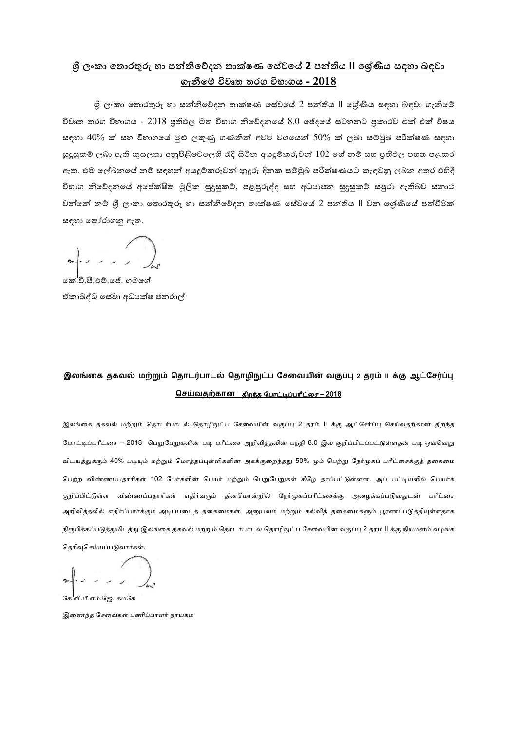## ශ්‍රී ලංකා තොරතුරු හා සන්නිවේදන තාක්ෂණ සේවයේ 2 පන්තිය II ශ්‍රේණිය සඳහා බඳවා ගැනීමේ විවෘත තරග විභාගය - 2018

ශ්‍රී ලංකා තොරතුරු හා සන්නිවේදන තාක්ෂණ සේවයේ 2 පන්තිය II ශ්‍රේණිය සඳහා බඳවා ගැනීමේ විවෘත තරග විභාගය - 2018 ප්‍රතිඵල මත විභාග නිවේදනයේ 8.0 ඡේදයේ සටහනට ප්‍රකාරව එක් එක් විෂය සඳහා 40% ක් සහ විභාගයේ මුළු ලකුණු ගණනින් අවම වශයෙන් 50% ක් ලබා සම්මුඛ පරීක්ෂණ සඳහා සුදුසුකම් ලබා ඇති කුසලතා අනුපිළිවෙලෙහි රැඳී සිටින අයදුම්කරුවන් 102 ගේ නම් සහ ප්‍රතිඵල පහත පළකර ඇත. එම ලේඛනයේ නම් සඳහන් අයදුම්කරුවන් නුදුරු දිනක සම්මුඛ පරීක්ෂණයට කැඳවනු ලබන අතර එහිදී විභාග නිවේදනයේ අපේක්ෂිත මූලික සුදුසුකම්, පළපුරුද්ද සහ අධ්‍යාපන සුදුසුකම් සපුරා ඇතිබව සනාථ වන්නේ නම් ශ්‍රී ලංකා තොරතුරු හා සන්නිවේදන තාක්ෂණ සේවයේ 2 පන්තිය II වන ශ්‍රේණියේ පත්වීමක් සඳහා තෝරාගනු ඇත.

කේ.වී.පී.එම්.ජේ. ගමගේ
ඒකාබද්ධ සේවා අධ්‍යක්ෂ ජනරාල්

## இலங்கை தகவல் மற்றும் தொடர்பாடல் தொழிநுட்ப சேவையின் வகுப்பு 2 தரம் II க்கு ஆட்சேர்ப்பு செய்வதற்கான திறந்த போட்டிப்பரீட்சை – 2018

இலங்கை தகவல் மற்றும் தொடர்பாடல் தொழிநுட்ப சேவையின் வகுப்பு 2 தரம் II க்கு ஆட்சேர்ப்பு செய்வதற்கான திறந்த போட்டிப்பரீட்சை – 2018 பெறுபேறுகளின் படி பரீட்சை அறிவித்தலின் பந்தி 8.0 இல் குறிப்பிடப்பட்டுள்ளதன் படி ஒவ்வொரு விடயத்துக்கும் 40% படியும் மற்றும் மொத்தப்புள்ளிகளின் அகக்குறைந்தது 50% மும் பெற்று நேர்முகப் பரீட்சைக்குத் தகைமை பெற்ற விண்ணப்பதாரிகள் 102 பேர்களின் பெயர் மற்றும் பெறுபேறுகள் கீழே தரப்பட்டுள்ளன. அப் பட்டியலில் பெயர்க் குறிப்பிட்டுள்ள விண்ணப்பதாரிகள் எதிர்வரும் தினமொன்றில் நேர்முகப்பரீட்சைக்கு அழைக்கப்படுவதுடன் பரீட்சை அறிவித்தலில் எதிர்ப்பார்க்கும் அடிப்படைத் தகைமைகள், அனுபவம் மற்றும் கல்வித் தகைமைகளும் பூரணப்படுத்தியுள்ளதாக நிரூபிக்கப்படுத்துமிடத்து இலங்கை தகவல் மற்றும் தொடர்பாடல் தொழிநுட்ப சேவையின் வகுப்பு 2 தரம் II க்கு நியமனம் வழங்க தெரிவுசெய்யப்படுவார்கள்.

கே.வீ.பீ.எம்.ஜே. கமகே
இணைந்த சேவைகள் பணிப்பாளர் நாயகம்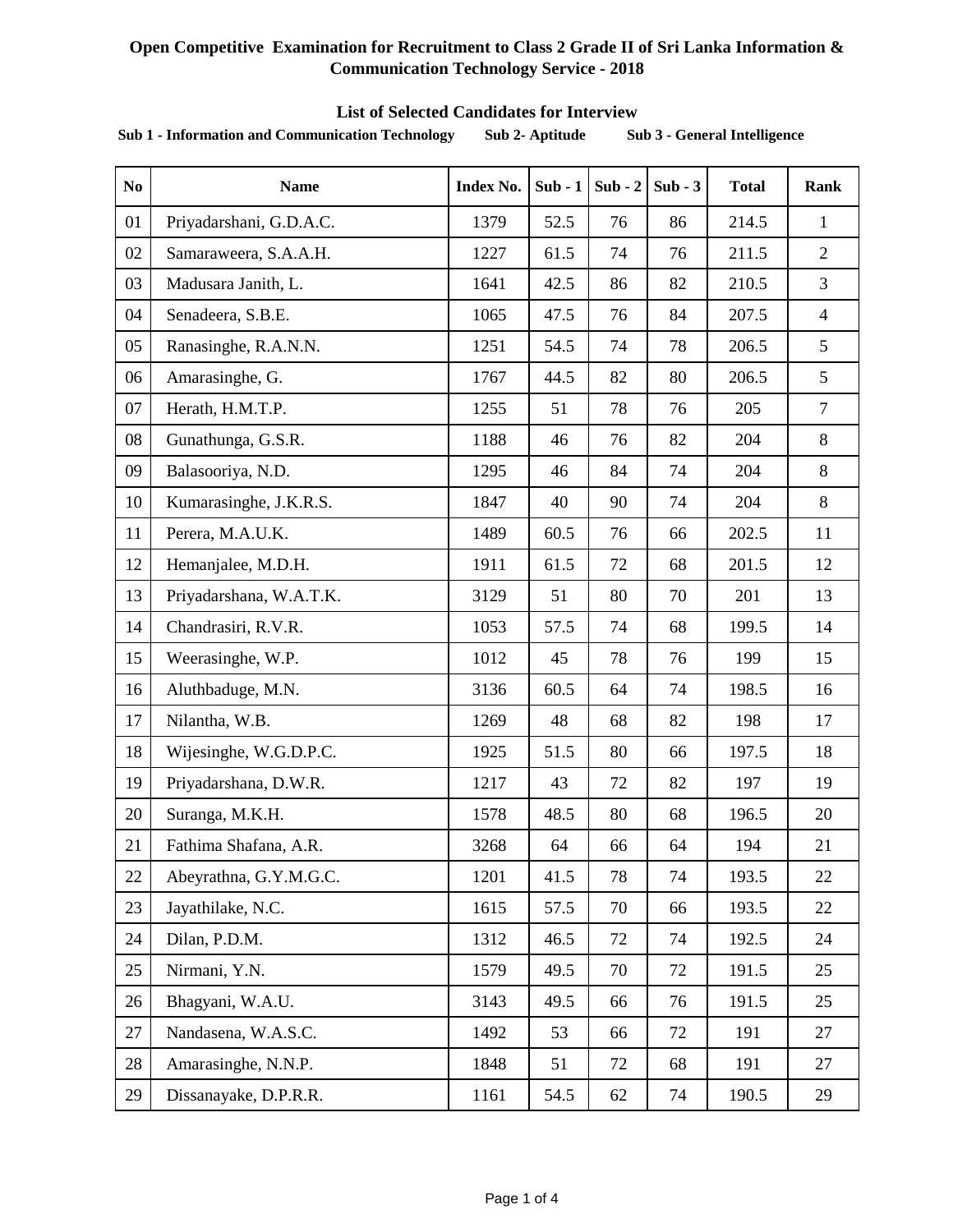**Open Competitive Examination for Recruitment to Class 2 Grade II of Sri Lanka Information & Communication Technology Service - 2018**

**List of Selected Candidates for Interview**

**Sub 1 - Information and Communication Technology     Sub 2- Aptitude     Sub 3 - General Intelligence**

| No | Name | Index No. | Sub - 1 | Sub - 2 | Sub - 3 | Total | Rank |
|---|---|---|---|---|---|---|---|
| 01 | Priyadarshani, G.D.A.C. | 1379 | 52.5 | 76 | 86 | 214.5 | 1 |
| 02 | Samaraweera, S.A.A.H. | 1227 | 61.5 | 74 | 76 | 211.5 | 2 |
| 03 | Madusara Janith, L. | 1641 | 42.5 | 86 | 82 | 210.5 | 3 |
| 04 | Senadeera, S.B.E. | 1065 | 47.5 | 76 | 84 | 207.5 | 4 |
| 05 | Ranasinghe, R.A.N.N. | 1251 | 54.5 | 74 | 78 | 206.5 | 5 |
| 06 | Amarasinghe, G. | 1767 | 44.5 | 82 | 80 | 206.5 | 5 |
| 07 | Herath, H.M.T.P. | 1255 | 51 | 78 | 76 | 205 | 7 |
| 08 | Gunathunga, G.S.R. | 1188 | 46 | 76 | 82 | 204 | 8 |
| 09 | Balasooriya, N.D. | 1295 | 46 | 84 | 74 | 204 | 8 |
| 10 | Kumarasinghe, J.K.R.S. | 1847 | 40 | 90 | 74 | 204 | 8 |
| 11 | Perera, M.A.U.K. | 1489 | 60.5 | 76 | 66 | 202.5 | 11 |
| 12 | Hemanjalee, M.D.H. | 1911 | 61.5 | 72 | 68 | 201.5 | 12 |
| 13 | Priyadarshana, W.A.T.K. | 3129 | 51 | 80 | 70 | 201 | 13 |
| 14 | Chandrasiri, R.V.R. | 1053 | 57.5 | 74 | 68 | 199.5 | 14 |
| 15 | Weerasinghe, W.P. | 1012 | 45 | 78 | 76 | 199 | 15 |
| 16 | Aluthbaduge, M.N. | 3136 | 60.5 | 64 | 74 | 198.5 | 16 |
| 17 | Nilantha, W.B. | 1269 | 48 | 68 | 82 | 198 | 17 |
| 18 | Wijesinghe, W.G.D.P.C. | 1925 | 51.5 | 80 | 66 | 197.5 | 18 |
| 19 | Priyadarshana, D.W.R. | 1217 | 43 | 72 | 82 | 197 | 19 |
| 20 | Suranga, M.K.H. | 1578 | 48.5 | 80 | 68 | 196.5 | 20 |
| 21 | Fathima Shafana, A.R. | 3268 | 64 | 66 | 64 | 194 | 21 |
| 22 | Abeyrathna, G.Y.M.G.C. | 1201 | 41.5 | 78 | 74 | 193.5 | 22 |
| 23 | Jayathilake, N.C. | 1615 | 57.5 | 70 | 66 | 193.5 | 22 |
| 24 | Dilan, P.D.M. | 1312 | 46.5 | 72 | 74 | 192.5 | 24 |
| 25 | Nirmani, Y.N. | 1579 | 49.5 | 70 | 72 | 191.5 | 25 |
| 26 | Bhagyani, W.A.U. | 3143 | 49.5 | 66 | 76 | 191.5 | 25 |
| 27 | Nandasena, W.A.S.C. | 1492 | 53 | 66 | 72 | 191 | 27 |
| 28 | Amarasinghe, N.N.P. | 1848 | 51 | 72 | 68 | 191 | 27 |
| 29 | Dissanayake, D.P.R.R. | 1161 | 54.5 | 62 | 74 | 190.5 | 29 |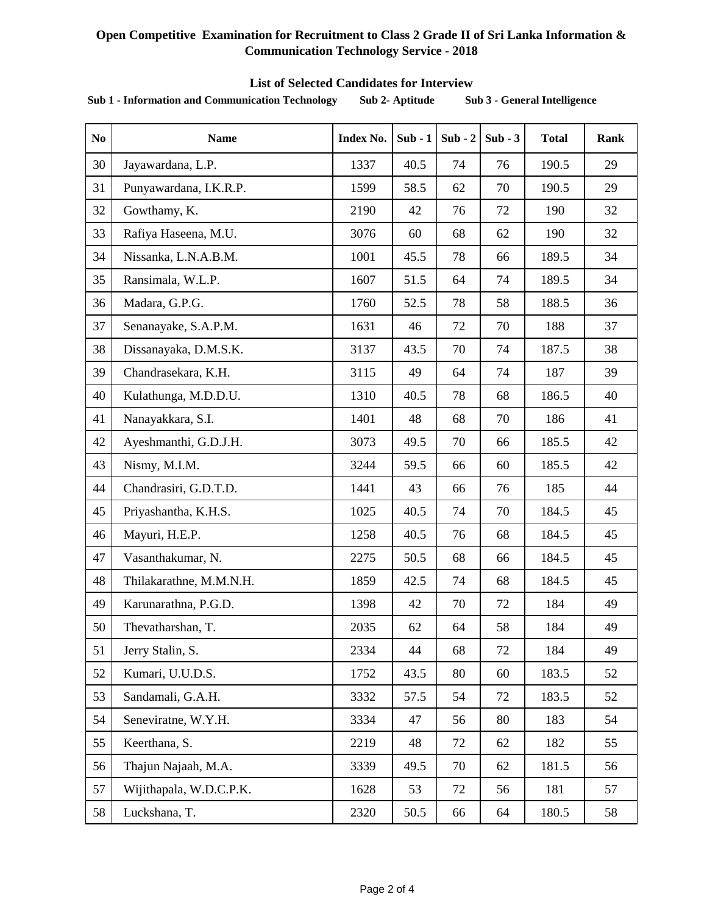**Open Competitive Examination for Recruitment to Class 2 Grade II of Sri Lanka Information & Communication Technology Service - 2018**

**List of Selected Candidates for Interview**

**Sub 1 - Information and Communication Technology  Sub 2- Aptitude  Sub 3 - General Intelligence**

| No | Name | Index No. | Sub - 1 | Sub - 2 | Sub - 3 | Total | Rank |
|---|---|---|---|---|---|---|---|
| 30 | Jayawardana, L.P. | 1337 | 40.5 | 74 | 76 | 190.5 | 29 |
| 31 | Punyawardana, I.K.R.P. | 1599 | 58.5 | 62 | 70 | 190.5 | 29 |
| 32 | Gowthamy, K. | 2190 | 42 | 76 | 72 | 190 | 32 |
| 33 | Rafiya Haseena, M.U. | 3076 | 60 | 68 | 62 | 190 | 32 |
| 34 | Nissanka, L.N.A.B.M. | 1001 | 45.5 | 78 | 66 | 189.5 | 34 |
| 35 | Ransimala, W.L.P. | 1607 | 51.5 | 64 | 74 | 189.5 | 34 |
| 36 | Madara, G.P.G. | 1760 | 52.5 | 78 | 58 | 188.5 | 36 |
| 37 | Senanayake, S.A.P.M. | 1631 | 46 | 72 | 70 | 188 | 37 |
| 38 | Dissanayaka, D.M.S.K. | 3137 | 43.5 | 70 | 74 | 187.5 | 38 |
| 39 | Chandrasekara, K.H. | 3115 | 49 | 64 | 74 | 187 | 39 |
| 40 | Kulathunga, M.D.D.U. | 1310 | 40.5 | 78 | 68 | 186.5 | 40 |
| 41 | Nanayakkara, S.I. | 1401 | 48 | 68 | 70 | 186 | 41 |
| 42 | Ayeshmanthi, G.D.J.H. | 3073 | 49.5 | 70 | 66 | 185.5 | 42 |
| 43 | Nismy, M.I.M. | 3244 | 59.5 | 66 | 60 | 185.5 | 42 |
| 44 | Chandrasiri, G.D.T.D. | 1441 | 43 | 66 | 76 | 185 | 44 |
| 45 | Priyashantha, K.H.S. | 1025 | 40.5 | 74 | 70 | 184.5 | 45 |
| 46 | Mayuri, H.E.P. | 1258 | 40.5 | 76 | 68 | 184.5 | 45 |
| 47 | Vasanthakumar, N. | 2275 | 50.5 | 68 | 66 | 184.5 | 45 |
| 48 | Thilakarathne, M.M.N.H. | 1859 | 42.5 | 74 | 68 | 184.5 | 45 |
| 49 | Karunarathna, P.G.D. | 1398 | 42 | 70 | 72 | 184 | 49 |
| 50 | Thevatharshan, T. | 2035 | 62 | 64 | 58 | 184 | 49 |
| 51 | Jerry Stalin, S. | 2334 | 44 | 68 | 72 | 184 | 49 |
| 52 | Kumari, U.U.D.S. | 1752 | 43.5 | 80 | 60 | 183.5 | 52 |
| 53 | Sandamali, G.A.H. | 3332 | 57.5 | 54 | 72 | 183.5 | 52 |
| 54 | Seneviratne, W.Y.H. | 3334 | 47 | 56 | 80 | 183 | 54 |
| 55 | Keerthana, S. | 2219 | 48 | 72 | 62 | 182 | 55 |
| 56 | Thajun Najaah, M.A. | 3339 | 49.5 | 70 | 62 | 181.5 | 56 |
| 57 | Wijithapala, W.D.C.P.K. | 1628 | 53 | 72 | 56 | 181 | 57 |
| 58 | Luckshana, T. | 2320 | 50.5 | 66 | 64 | 180.5 | 58 |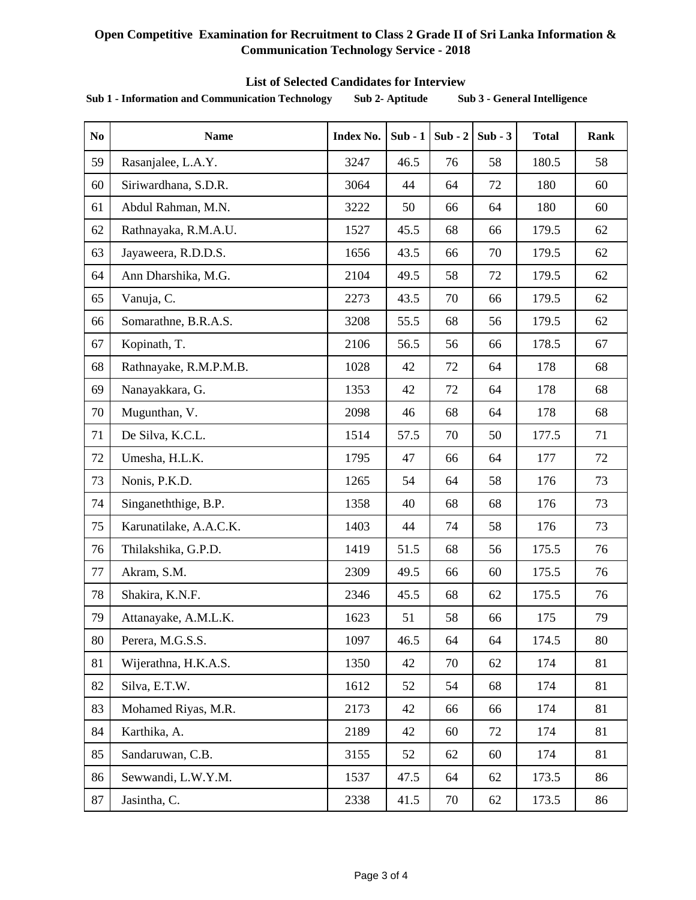**Open Competitive Examination for Recruitment to Class 2 Grade II of Sri Lanka Information & Communication Technology Service - 2018**

**List of Selected Candidates for Interview**

**Sub 1 - Information and Communication Technology    Sub 2- Aptitude    Sub 3 - General Intelligence**

| No | Name | Index No. | Sub - 1 | Sub - 2 | Sub - 3 | Total | Rank |
|---|---|---|---|---|---|---|---|
| 59 | Rasanjalee, L.A.Y. | 3247 | 46.5 | 76 | 58 | 180.5 | 58 |
| 60 | Siriwardhana, S.D.R. | 3064 | 44 | 64 | 72 | 180 | 60 |
| 61 | Abdul Rahman, M.N. | 3222 | 50 | 66 | 64 | 180 | 60 |
| 62 | Rathnayaka, R.M.A.U. | 1527 | 45.5 | 68 | 66 | 179.5 | 62 |
| 63 | Jayaweera, R.D.D.S. | 1656 | 43.5 | 66 | 70 | 179.5 | 62 |
| 64 | Ann Dharshika, M.G. | 2104 | 49.5 | 58 | 72 | 179.5 | 62 |
| 65 | Vanuja, C. | 2273 | 43.5 | 70 | 66 | 179.5 | 62 |
| 66 | Somarathne, B.R.A.S. | 3208 | 55.5 | 68 | 56 | 179.5 | 62 |
| 67 | Kopinath, T. | 2106 | 56.5 | 56 | 66 | 178.5 | 67 |
| 68 | Rathnayake, R.M.P.M.B. | 1028 | 42 | 72 | 64 | 178 | 68 |
| 69 | Nanayakkara, G. | 1353 | 42 | 72 | 64 | 178 | 68 |
| 70 | Mugunthan, V. | 2098 | 46 | 68 | 64 | 178 | 68 |
| 71 | De Silva, K.C.L. | 1514 | 57.5 | 70 | 50 | 177.5 | 71 |
| 72 | Umesha, H.L.K. | 1795 | 47 | 66 | 64 | 177 | 72 |
| 73 | Nonis, P.K.D. | 1265 | 54 | 64 | 58 | 176 | 73 |
| 74 | Singaneththige, B.P. | 1358 | 40 | 68 | 68 | 176 | 73 |
| 75 | Karunatilake, A.A.C.K. | 1403 | 44 | 74 | 58 | 176 | 73 |
| 76 | Thilakshika, G.P.D. | 1419 | 51.5 | 68 | 56 | 175.5 | 76 |
| 77 | Akram, S.M. | 2309 | 49.5 | 66 | 60 | 175.5 | 76 |
| 78 | Shakira, K.N.F. | 2346 | 45.5 | 68 | 62 | 175.5 | 76 |
| 79 | Attanayake, A.M.L.K. | 1623 | 51 | 58 | 66 | 175 | 79 |
| 80 | Perera, M.G.S.S. | 1097 | 46.5 | 64 | 64 | 174.5 | 80 |
| 81 | Wijerathna, H.K.A.S. | 1350 | 42 | 70 | 62 | 174 | 81 |
| 82 | Silva, E.T.W. | 1612 | 52 | 54 | 68 | 174 | 81 |
| 83 | Mohamed Riyas, M.R. | 2173 | 42 | 66 | 66 | 174 | 81 |
| 84 | Karthika, A. | 2189 | 42 | 60 | 72 | 174 | 81 |
| 85 | Sandaruwan, C.B. | 3155 | 52 | 62 | 60 | 174 | 81 |
| 86 | Sewwandi, L.W.Y.M. | 1537 | 47.5 | 64 | 62 | 173.5 | 86 |
| 87 | Jasintha, C. | 2338 | 41.5 | 70 | 62 | 173.5 | 86 |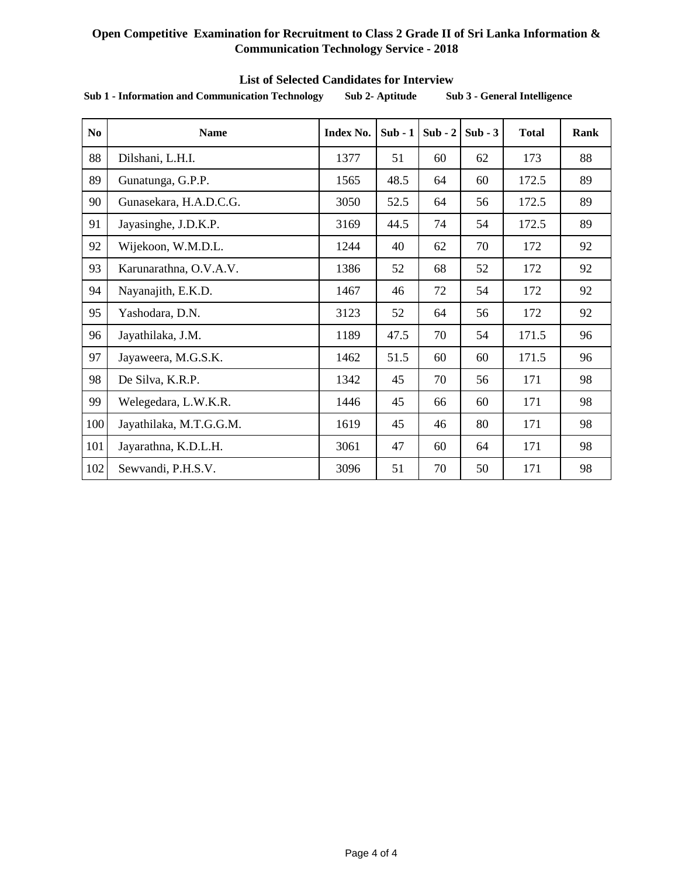**Open Competitive Examination for Recruitment to Class 2 Grade II of Sri Lanka Information & Communication Technology Service - 2018**

**List of Selected Candidates for Interview**

**Sub 1 - Information and Communication Technology** **Sub 2- Aptitude** **Sub 3 - General Intelligence**

| No | Name | Index No. | Sub - 1 | Sub - 2 | Sub - 3 | Total | Rank |
|---|---|---|---|---|---|---|---|
| 88 | Dilshani, L.H.I. | 1377 | 51 | 60 | 62 | 173 | 88 |
| 89 | Gunatunga, G.P.P. | 1565 | 48.5 | 64 | 60 | 172.5 | 89 |
| 90 | Gunasekara, H.A.D.C.G. | 3050 | 52.5 | 64 | 56 | 172.5 | 89 |
| 91 | Jayasinghe, J.D.K.P. | 3169 | 44.5 | 74 | 54 | 172.5 | 89 |
| 92 | Wijekoon, W.M.D.L. | 1244 | 40 | 62 | 70 | 172 | 92 |
| 93 | Karunarathna, O.V.A.V. | 1386 | 52 | 68 | 52 | 172 | 92 |
| 94 | Nayanajith, E.K.D. | 1467 | 46 | 72 | 54 | 172 | 92 |
| 95 | Yashodara, D.N. | 3123 | 52 | 64 | 56 | 172 | 92 |
| 96 | Jayathilaka, J.M. | 1189 | 47.5 | 70 | 54 | 171.5 | 96 |
| 97 | Jayaweera, M.G.S.K. | 1462 | 51.5 | 60 | 60 | 171.5 | 96 |
| 98 | De Silva, K.R.P. | 1342 | 45 | 70 | 56 | 171 | 98 |
| 99 | Welegedara, L.W.K.R. | 1446 | 45 | 66 | 60 | 171 | 98 |
| 100 | Jayathilaka, M.T.G.G.M. | 1619 | 45 | 46 | 80 | 171 | 98 |
| 101 | Jayarathna, K.D.L.H. | 3061 | 47 | 60 | 64 | 171 | 98 |
| 102 | Sewvandi, P.H.S.V. | 3096 | 51 | 70 | 50 | 171 | 98 |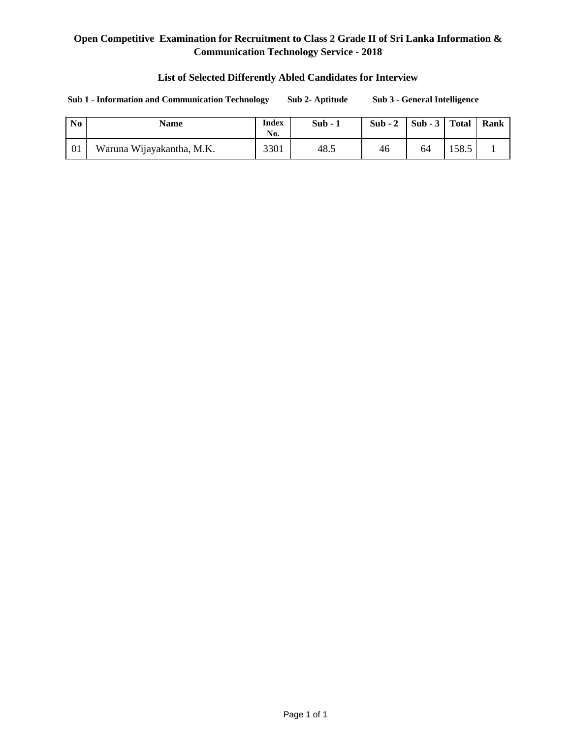## Open Competitive Examination for Recruitment to Class 2 Grade II of Sri Lanka Information & Communication Technology Service - 2018

### List of Selected Differently Abled Candidates for Interview

**Sub 1 - Information and Communication Technology** **Sub 2- Aptitude** **Sub 3 - General Intelligence**

| No | Name | Index No. | Sub - 1 | Sub - 2 | Sub - 3 | Total | Rank |
|---|---|---|---|---|---|---|---|
| 01 | Waruna Wijayakantha, M.K. | 3301 | 48.5 | 46 | 64 | 158.5 | 1 |